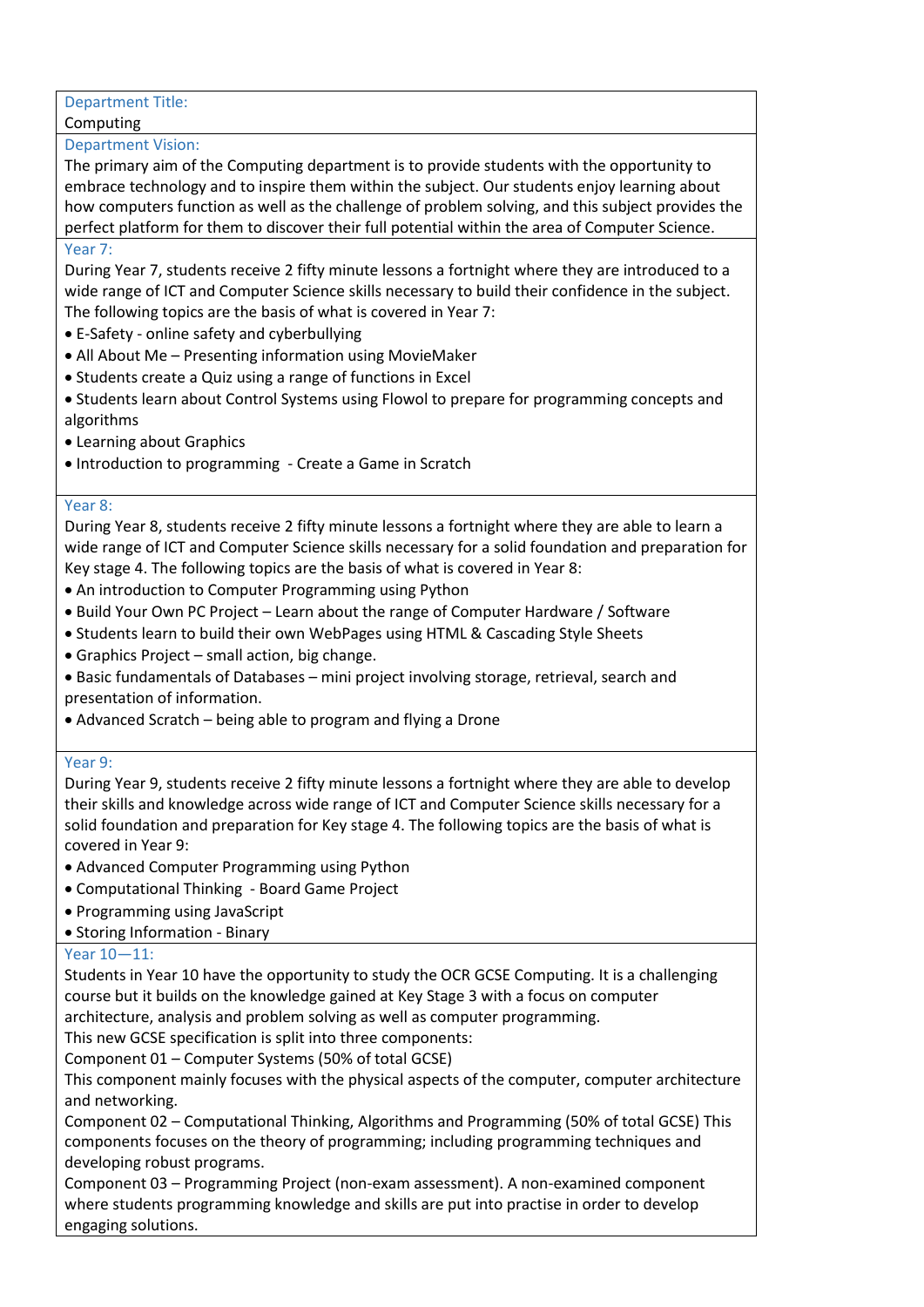## Department Title:

Computing

## Department Vision:

The primary aim of the Computing department is to provide students with the opportunity to embrace technology and to inspire them within the subject. Our students enjoy learning about how computers function as well as the challenge of problem solving, and this subject provides the perfect platform for them to discover their full potential within the area of Computer Science.

## Year 7:

During Year 7, students receive 2 fifty minute lessons a fortnight where they are introduced to a wide range of ICT and Computer Science skills necessary to build their confidence in the subject. The following topics are the basis of what is covered in Year 7:

- E-Safety - online safety and cyberbullying
- All About Me – Presenting information using MovieMaker
- Students create a Quiz using a range of functions in Excel
- Students learn about Control Systems using Flowol to prepare for programming concepts and algorithms
- Learning about Graphics
- Introduction to programming - Create a Game in Scratch

## Year 8:

During Year 8, students receive 2 fifty minute lessons a fortnight where they are able to learn a wide range of ICT and Computer Science skills necessary for a solid foundation and preparation for Key stage 4. The following topics are the basis of what is covered in Year 8:

- An introduction to Computer Programming using Python
- Build Your Own PC Project – Learn about the range of Computer Hardware / Software
- Students learn to build their own WebPages using HTML & Cascading Style Sheets
- Graphics Project – small action, big change.
- Basic fundamentals of Databases – mini project involving storage, retrieval, search and presentation of information.
- Advanced Scratch – being able to program and flying a Drone

## Year 9:

During Year 9, students receive 2 fifty minute lessons a fortnight where they are able to develop their skills and knowledge across wide range of ICT and Computer Science skills necessary for a solid foundation and preparation for Key stage 4. The following topics are the basis of what is covered in Year 9:

- Advanced Computer Programming using Python
- Computational Thinking - Board Game Project
- Programming using JavaScript
- Storing Information - Binary

## Year 10—11:

Students in Year 10 have the opportunity to study the OCR GCSE Computing. It is a challenging course but it builds on the knowledge gained at Key Stage 3 with a focus on computer architecture, analysis and problem solving as well as computer programming.

This new GCSE specification is split into three components:

Component 01 – Computer Systems (50% of total GCSE)

This component mainly focuses with the physical aspects of the computer, computer architecture and networking.

Component 02 – Computational Thinking, Algorithms and Programming (50% of total GCSE) This components focuses on the theory of programming; including programming techniques and developing robust programs.

Component 03 – Programming Project (non-exam assessment). A non-examined component where students programming knowledge and skills are put into practise in order to develop engaging solutions.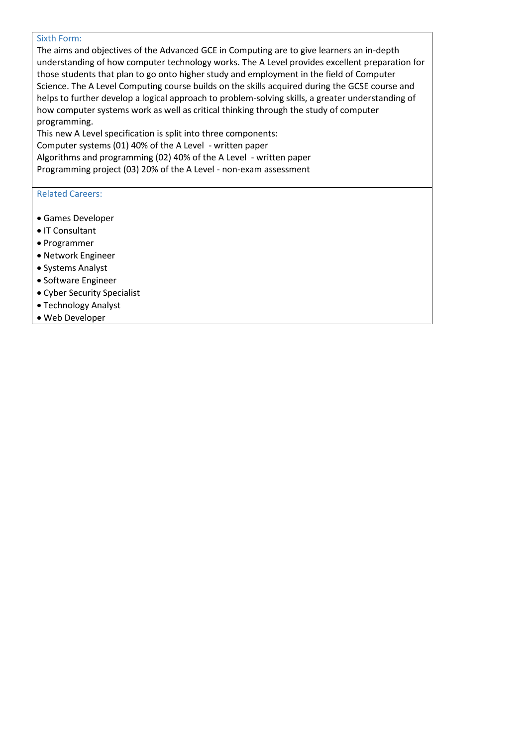## Sixth Form:

The aims and objectives of the Advanced GCE in Computing are to give learners an in-depth understanding of how computer technology works. The A Level provides excellent preparation for those students that plan to go onto higher study and employment in the field of Computer Science. The A Level Computing course builds on the skills acquired during the GCSE course and helps to further develop a logical approach to problem-solving skills, a greater understanding of how computer systems work as well as critical thinking through the study of computer programming.

This new A Level specification is split into three components:

Computer systems (01) 40% of the A Level - written paper

Algorithms and programming (02) 40% of the A Level - written paper

Programming project (03) 20% of the A Level - non-exam assessment

## Related Careers:

- Games Developer
- IT Consultant
- Programmer
- Network Engineer
- Systems Analyst
- Software Engineer
- Cyber Security Specialist
- Technology Analyst
- Web Developer